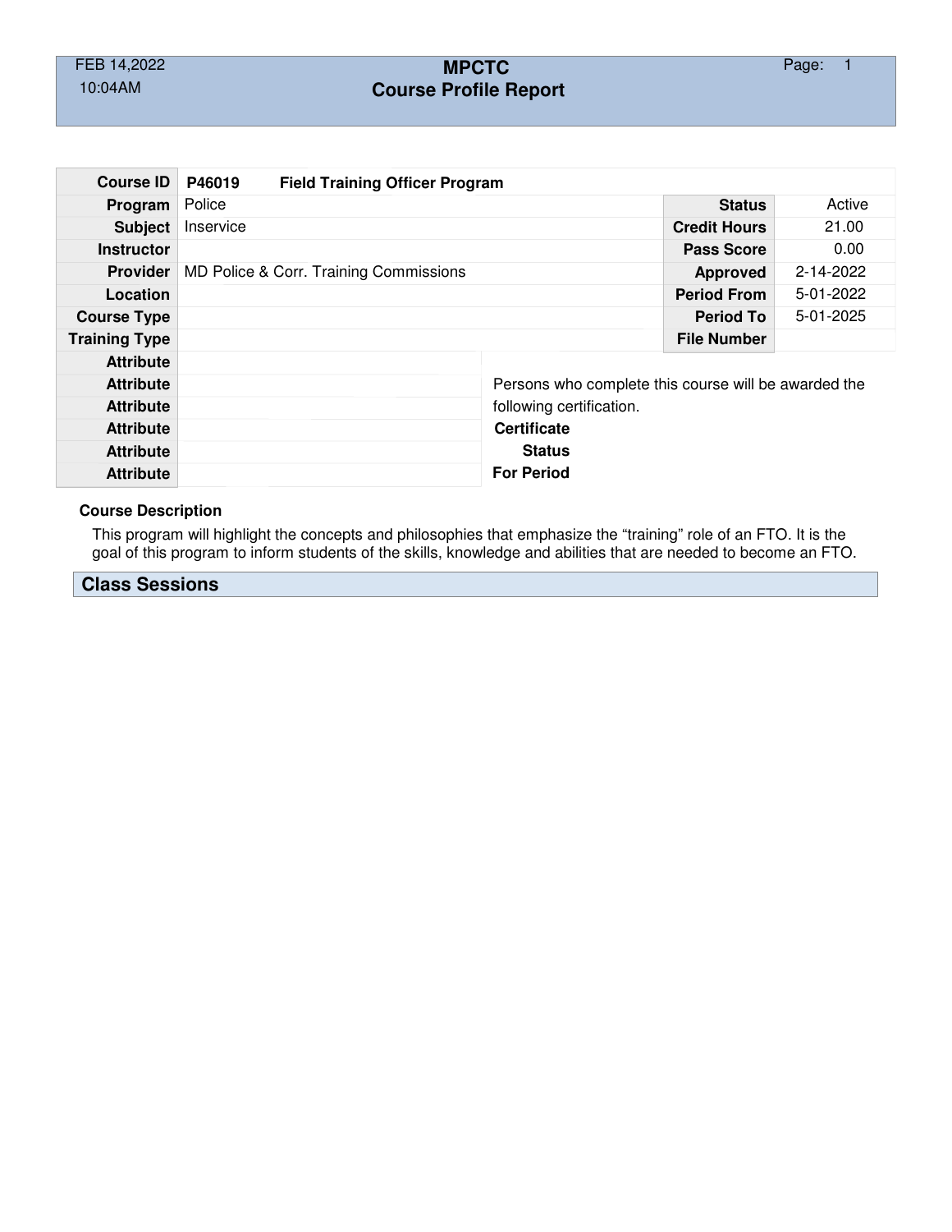# MPCTC
## Course Profile Report

FEB 14,2022
10:04AM

| | | | |
|---|---|---|---|
| **Course ID** | **P46019 Field Training Officer Program** | | |
| **Program** | Police | **Status** | Active |
| **Subject** | Inservice | **Credit Hours** | 21.00 |
| **Instructor** | | **Pass Score** | 0.00 |
| **Provider** | MD Police & Corr. Training Commissions | **Approved** | 2-14-2022 |
| **Location** | | **Period From** | 5-01-2022 |
| **Course Type** | | **Period To** | 5-01-2025 |
| **Training Type** | | **File Number** | |
| **Attribute** | | | |
| **Attribute** | | | |
| **Attribute** | | | |
| **Attribute** | | | |
| **Attribute** | | | |
| **Attribute** | | | |

Persons who complete this course will be awarded the following certification.

**Certificate**

**Status**

**For Period**

**Course Description**

This program will highlight the concepts and philosophies that emphasize the “training” role of an FTO. It is the goal of this program to inform students of the skills, knowledge and abilities that are needed to become an FTO.

## Class Sessions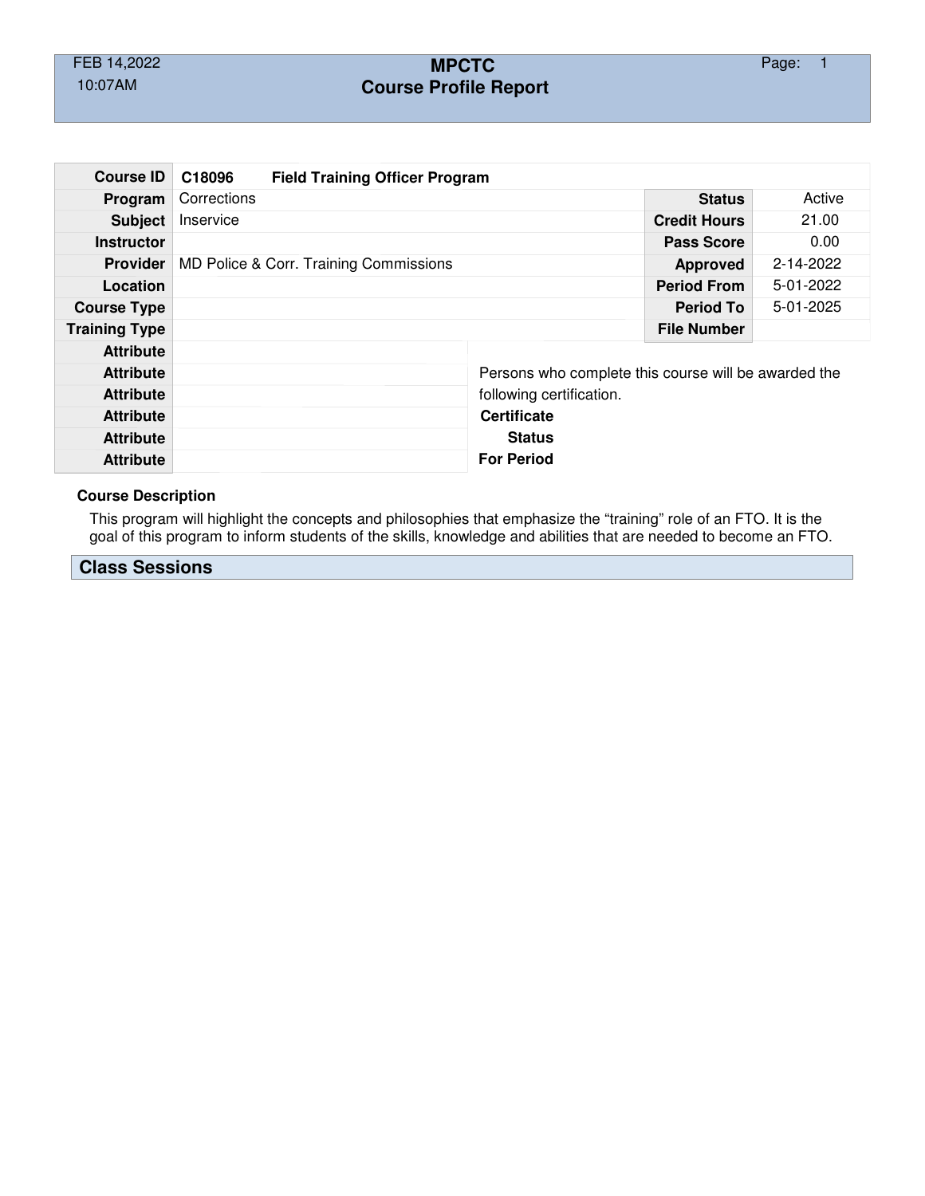# MPCTC
## Course Profile Report

FEB 14,2022
10:07AM

| | | | |
|---|---|---|---|
| **Course ID** | **C18096 Field Training Officer Program** | | |
| **Program** | Corrections | **Status** | Active |
| **Subject** | Inservice | **Credit Hours** | 21.00 |
| **Instructor** | | **Pass Score** | 0.00 |
| **Provider** | MD Police & Corr. Training Commissions | **Approved** | 2-14-2022 |
| **Location** | | **Period From** | 5-01-2022 |
| **Course Type** | | **Period To** | 5-01-2025 |
| **Training Type** | | **File Number** | |

| | |
|---|---|
| **Attribute** | |
| **Attribute** | |
| **Attribute** | |
| **Attribute** | |
| **Attribute** | |
| **Attribute** | |

Persons who complete this course will be awarded the following certification.

**Certificate**

**Status**

**For Period**

**Course Description**

This program will highlight the concepts and philosophies that emphasize the “training” role of an FTO. It is the goal of this program to inform students of the skills, knowledge and abilities that are needed to become an FTO.

## Class Sessions